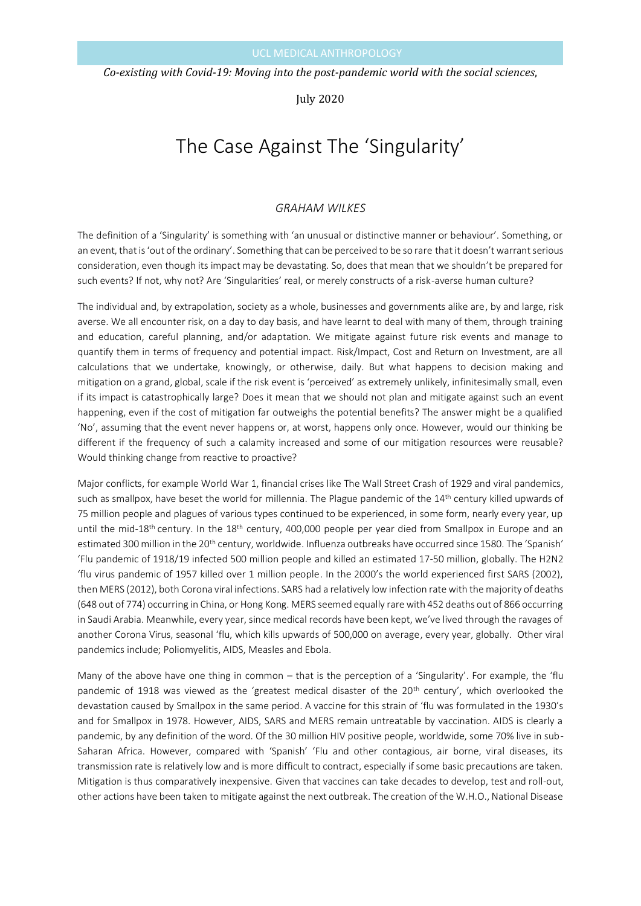UCL MEDICAL ANTHROPOLOGY

*Co-existing with Covid-19: Moving into the post-pandemic world with the social sciences*,

July 2020

# The Case Against The 'Singularity'

*GRAHAM WILKES*

The definition of a 'Singularity' is something with 'an unusual or distinctive manner or behaviour'. Something, or an event, that is 'out of the ordinary'. Something that can be perceived to be so rare that it doesn't warrant serious consideration, even though its impact may be devastating. So, does that mean that we shouldn't be prepared for such events? If not, why not? Are 'Singularities' real, or merely constructs of a risk-averse human culture?

The individual and, by extrapolation, society as a whole, businesses and governments alike are, by and large, risk averse. We all encounter risk, on a day to day basis, and have learnt to deal with many of them, through training and education, careful planning, and/or adaptation. We mitigate against future risk events and manage to quantify them in terms of frequency and potential impact. Risk/Impact, Cost and Return on Investment, are all calculations that we undertake, knowingly, or otherwise, daily. But what happens to decision making and mitigation on a grand, global, scale if the risk event is 'perceived' as extremely unlikely, infinitesimally small, even if its impact is catastrophically large? Does it mean that we should not plan and mitigate against such an event happening, even if the cost of mitigation far outweighs the potential benefits? The answer might be a qualified 'No', assuming that the event never happens or, at worst, happens only once. However, would our thinking be different if the frequency of such a calamity increased and some of our mitigation resources were reusable? Would thinking change from reactive to proactive?

Major conflicts, for example World War 1, financial crises like The Wall Street Crash of 1929 and viral pandemics, such as smallpox, have beset the world for millennia. The Plague pandemic of the 14th century killed upwards of 75 million people and plagues of various types continued to be experienced, in some form, nearly every year, up until the mid-18th century. In the 18th century, 400,000 people per year died from Smallpox in Europe and an estimated 300 million in the 20th century, worldwide. Influenza outbreaks have occurred since 1580. The 'Spanish' 'Flu pandemic of 1918/19 infected 500 million people and killed an estimated 17-50 million, globally. The H2N2 'flu virus pandemic of 1957 killed over 1 million people. In the 2000's the world experienced first SARS (2002), then MERS (2012), both Corona viral infections. SARS had a relatively low infection rate with the majority of deaths (648 out of 774) occurring in China, or Hong Kong. MERS seemed equally rare with 452 deaths out of 866 occurring in Saudi Arabia. Meanwhile, every year, since medical records have been kept, we've lived through the ravages of another Corona Virus, seasonal 'flu, which kills upwards of 500,000 on average, every year, globally. Other viral pandemics include; Poliomyelitis, AIDS, Measles and Ebola.

Many of the above have one thing in common – that is the perception of a 'Singularity'. For example, the 'flu pandemic of 1918 was viewed as the 'greatest medical disaster of the 20th century', which overlooked the devastation caused by Smallpox in the same period. A vaccine for this strain of 'flu was formulated in the 1930's and for Smallpox in 1978. However, AIDS, SARS and MERS remain untreatable by vaccination. AIDS is clearly a pandemic, by any definition of the word. Of the 30 million HIV positive people, worldwide, some 70% live in sub-Saharan Africa. However, compared with 'Spanish' 'Flu and other contagious, air borne, viral diseases, its transmission rate is relatively low and is more difficult to contract, especially if some basic precautions are taken. Mitigation is thus comparatively inexpensive. Given that vaccines can take decades to develop, test and roll-out, other actions have been taken to mitigate against the next outbreak. The creation of the W.H.O., National Disease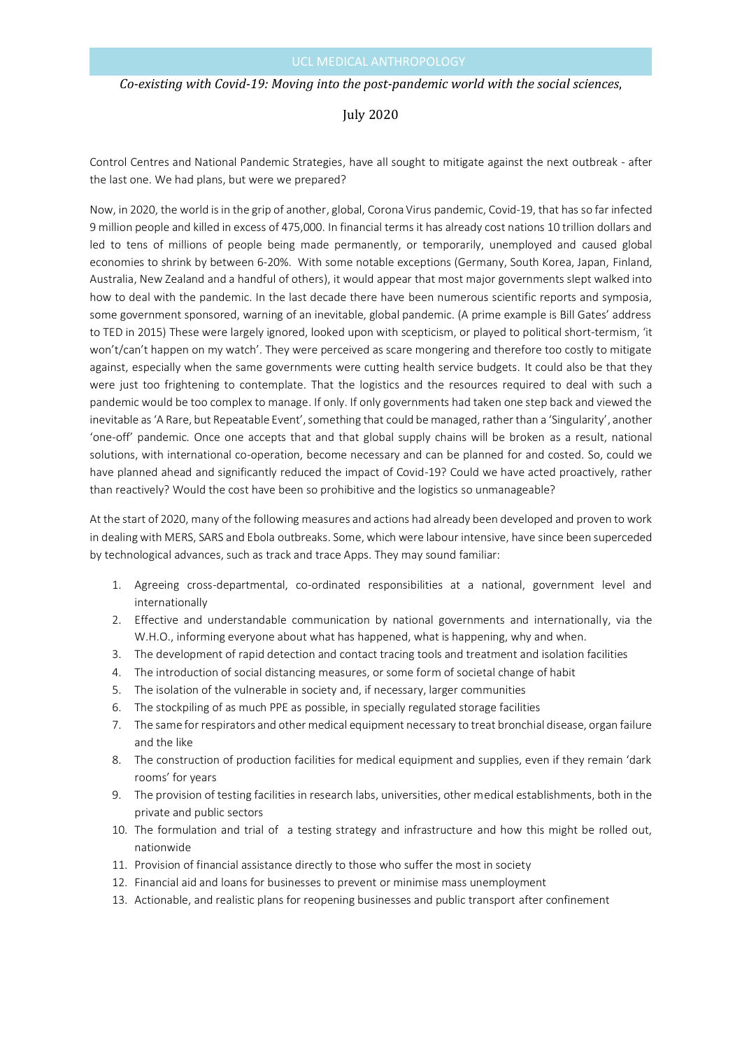Control Centres and National Pandemic Strategies, have all sought to mitigate against the next outbreak - after the last one. We had plans, but were we prepared?

Now, in 2020, the world is in the grip of another, global, Corona Virus pandemic, Covid-19, that has so far infected 9 million people and killed in excess of 475,000. In financial terms it has already cost nations 10 trillion dollars and led to tens of millions of people being made permanently, or temporarily, unemployed and caused global economies to shrink by between 6-20%. With some notable exceptions (Germany, South Korea, Japan, Finland, Australia, New Zealand and a handful of others), it would appear that most major governments slept walked into how to deal with the pandemic. In the last decade there have been numerous scientific reports and symposia, some government sponsored, warning of an inevitable, global pandemic. (A prime example is Bill Gates' address to TED in 2015) These were largely ignored, looked upon with scepticism, or played to political short-termism, 'it won't/can't happen on my watch'. They were perceived as scare mongering and therefore too costly to mitigate against, especially when the same governments were cutting health service budgets. It could also be that they were just too frightening to contemplate. That the logistics and the resources required to deal with such a pandemic would be too complex to manage. If only. If only governments had taken one step back and viewed the inevitable as 'A Rare, but Repeatable Event', something that could be managed, rather than a 'Singularity', another 'one-off' pandemic. Once one accepts that and that global supply chains will be broken as a result, national solutions, with international co-operation, become necessary and can be planned for and costed. So, could we have planned ahead and significantly reduced the impact of Covid-19? Could we have acted proactively, rather than reactively? Would the cost have been so prohibitive and the logistics so unmanageable?

At the start of 2020, many of the following measures and actions had already been developed and proven to work in dealing with MERS, SARS and Ebola outbreaks. Some, which were labour intensive, have since been superceded by technological advances, such as track and trace Apps. They may sound familiar:

1. Agreeing cross-departmental, co-ordinated responsibilities at a national, government level and internationally
2. Effective and understandable communication by national governments and internationally, via the W.H.O., informing everyone about what has happened, what is happening, why and when.
3. The development of rapid detection and contact tracing tools and treatment and isolation facilities
4. The introduction of social distancing measures, or some form of societal change of habit
5. The isolation of the vulnerable in society and, if necessary, larger communities
6. The stockpiling of as much PPE as possible, in specially regulated storage facilities
7. The same for respirators and other medical equipment necessary to treat bronchial disease, organ failure and the like
8. The construction of production facilities for medical equipment and supplies, even if they remain 'dark rooms' for years
9. The provision of testing facilities in research labs, universities, other medical establishments, both in the private and public sectors
10. The formulation and trial of a testing strategy and infrastructure and how this might be rolled out, nationwide
11. Provision of financial assistance directly to those who suffer the most in society
12. Financial aid and loans for businesses to prevent or minimise mass unemployment
13. Actionable, and realistic plans for reopening businesses and public transport after confinement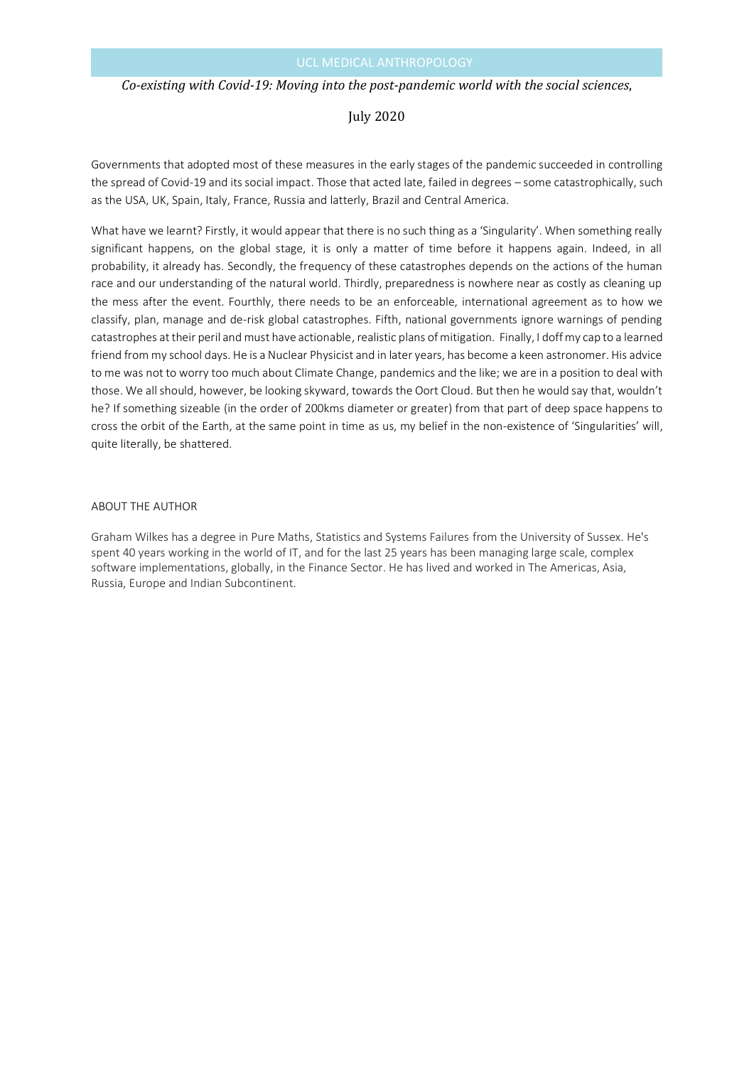Governments that adopted most of these measures in the early stages of the pandemic succeeded in controlling the spread of Covid-19 and its social impact. Those that acted late, failed in degrees – some catastrophically, such as the USA, UK, Spain, Italy, France, Russia and latterly, Brazil and Central America.

What have we learnt? Firstly, it would appear that there is no such thing as a 'Singularity'. When something really significant happens, on the global stage, it is only a matter of time before it happens again. Indeed, in all probability, it already has. Secondly, the frequency of these catastrophes depends on the actions of the human race and our understanding of the natural world. Thirdly, preparedness is nowhere near as costly as cleaning up the mess after the event. Fourthly, there needs to be an enforceable, international agreement as to how we classify, plan, manage and de-risk global catastrophes. Fifth, national governments ignore warnings of pending catastrophes at their peril and must have actionable, realistic plans of mitigation. Finally, I doff my cap to a learned friend from my school days. He is a Nuclear Physicist and in later years, has become a keen astronomer. His advice to me was not to worry too much about Climate Change, pandemics and the like; we are in a position to deal with those. We all should, however, be looking skyward, towards the Oort Cloud. But then he would say that, wouldn't he? If something sizeable (in the order of 200kms diameter or greater) from that part of deep space happens to cross the orbit of the Earth, at the same point in time as us, my belief in the non-existence of 'Singularities' will, quite literally, be shattered.

## ABOUT THE AUTHOR

Graham Wilkes has a degree in Pure Maths, Statistics and Systems Failures from the University of Sussex. He's spent 40 years working in the world of IT, and for the last 25 years has been managing large scale, complex software implementations, globally, in the Finance Sector. He has lived and worked in The Americas, Asia, Russia, Europe and Indian Subcontinent.